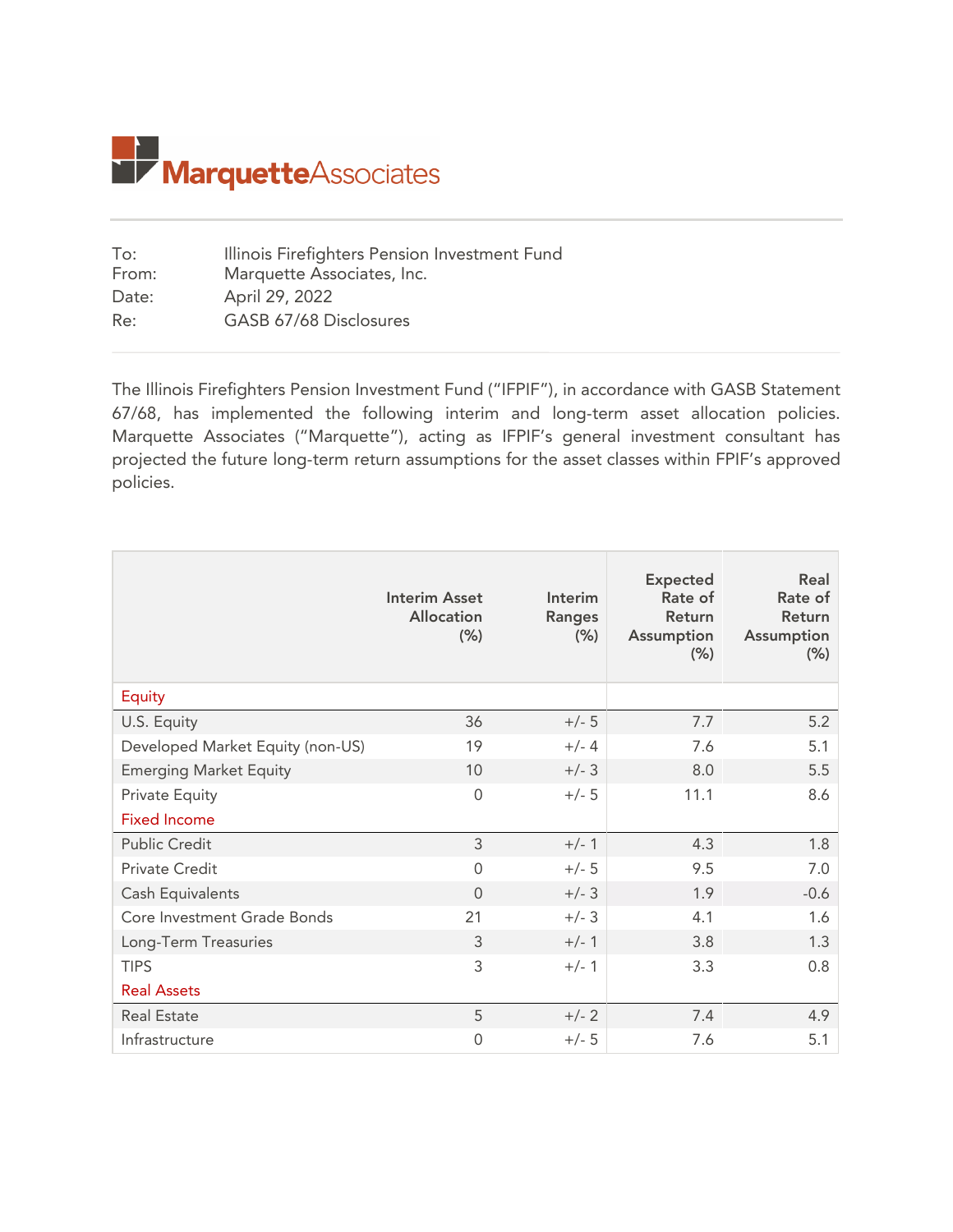# MarquetteAssociates

| | |
|---|---|
| To: | Illinois Firefighters Pension Investment Fund |
| From: | Marquette Associates, Inc. |
| Date: | April 29, 2022 |
| Re: | GASB 67/68 Disclosures |

The Illinois Firefighters Pension Investment Fund ("IFPIF"), in accordance with GASB Statement 67/68, has implemented the following interim and long-term asset allocation policies. Marquette Associates ("Marquette"), acting as IFPIF's general investment consultant has projected the future long-term return assumptions for the asset classes within FPIF's approved policies.

| | Interim Asset Allocation (%) | Interim Ranges (%) | Expected Rate of Return Assumption (%) | Real Rate of Return Assumption (%) |
|---|---|---|---|---|
| **Equity** | | | | |
| U.S. Equity | 36 | +/- 5 | 7.7 | 5.2 |
| Developed Market Equity (non-US) | 19 | +/- 4 | 7.6 | 5.1 |
| Emerging Market Equity | 10 | +/- 3 | 8.0 | 5.5 |
| Private Equity | 0 | +/- 5 | 11.1 | 8.6 |
| **Fixed Income** | | | | |
| Public Credit | 3 | +/- 1 | 4.3 | 1.8 |
| Private Credit | 0 | +/- 5 | 9.5 | 7.0 |
| Cash Equivalents | 0 | +/- 3 | 1.9 | -0.6 |
| Core Investment Grade Bonds | 21 | +/- 3 | 4.1 | 1.6 |
| Long-Term Treasuries | 3 | +/- 1 | 3.8 | 1.3 |
| TIPS | 3 | +/- 1 | 3.3 | 0.8 |
| **Real Assets** | | | | |
| Real Estate | 5 | +/- 2 | 7.4 | 4.9 |
| Infrastructure | 0 | +/- 5 | 7.6 | 5.1 |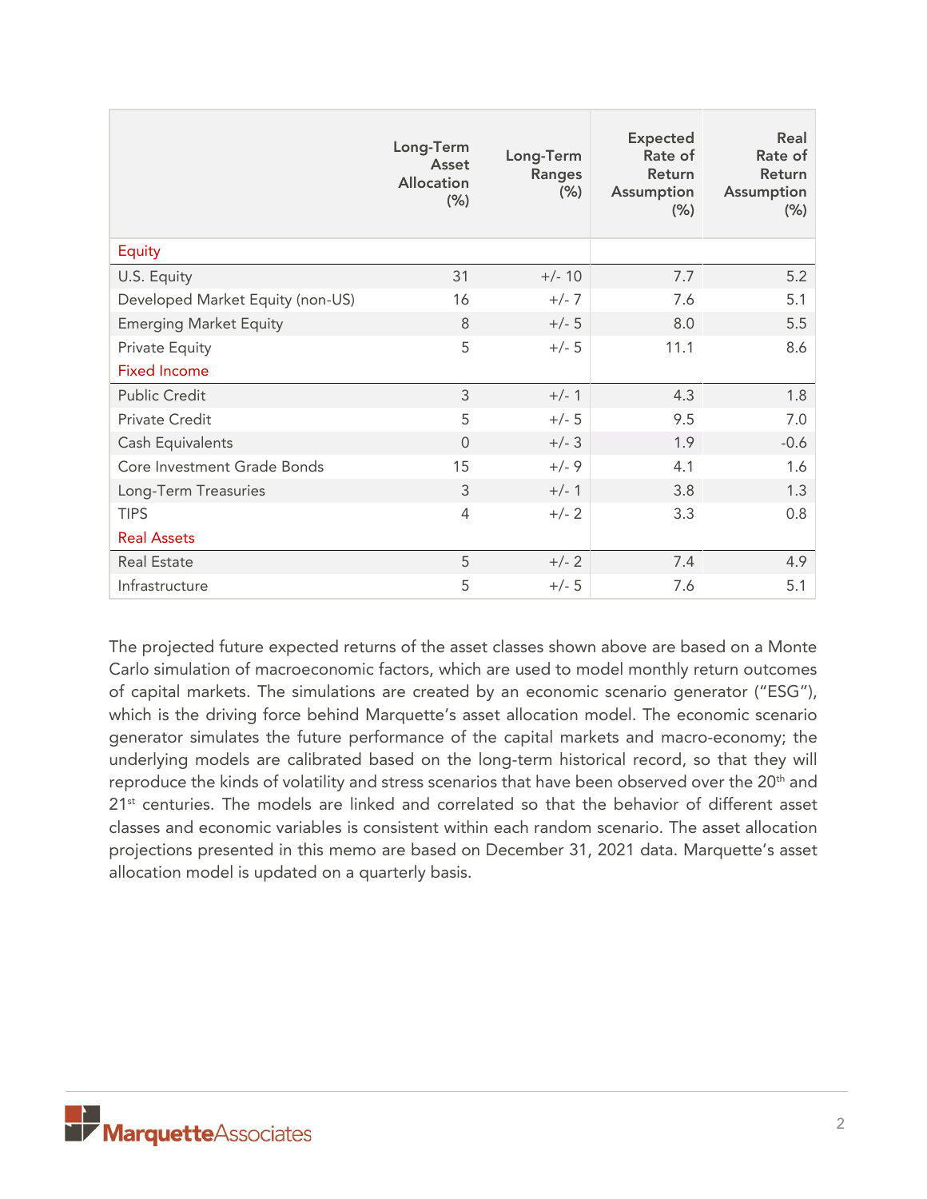| | Long-Term Asset Allocation (%) | Long-Term Ranges (%) | Expected Rate of Return Assumption (%) | Real Rate of Return Assumption (%) |
|---|---|---|---|---|
| **Equity** | | | | |
| U.S. Equity | 31 | +/- 10 | 7.7 | 5.2 |
| Developed Market Equity (non-US) | 16 | +/- 7 | 7.6 | 5.1 |
| Emerging Market Equity | 8 | +/- 5 | 8.0 | 5.5 |
| Private Equity | 5 | +/- 5 | 11.1 | 8.6 |
| **Fixed Income** | | | | |
| Public Credit | 3 | +/- 1 | 4.3 | 1.8 |
| Private Credit | 5 | +/- 5 | 9.5 | 7.0 |
| Cash Equivalents | 0 | +/- 3 | 1.9 | -0.6 |
| Core Investment Grade Bonds | 15 | +/- 9 | 4.1 | 1.6 |
| Long-Term Treasuries | 3 | +/- 1 | 3.8 | 1.3 |
| TIPS | 4 | +/- 2 | 3.3 | 0.8 |
| **Real Assets** | | | | |
| Real Estate | 5 | +/- 2 | 7.4 | 4.9 |
| Infrastructure | 5 | +/- 5 | 7.6 | 5.1 |

The projected future expected returns of the asset classes shown above are based on a Monte Carlo simulation of macroeconomic factors, which are used to model monthly return outcomes of capital markets. The simulations are created by an economic scenario generator ("ESG"), which is the driving force behind Marquette's asset allocation model. The economic scenario generator simulates the future performance of the capital markets and macro-economy; the underlying models are calibrated based on the long-term historical record, so that they will reproduce the kinds of volatility and stress scenarios that have been observed over the 20th and 21st centuries. The models are linked and correlated so that the behavior of different asset classes and economic variables is consistent within each random scenario. The asset allocation projections presented in this memo are based on December 31, 2021 data. Marquette's asset allocation model is updated on a quarterly basis.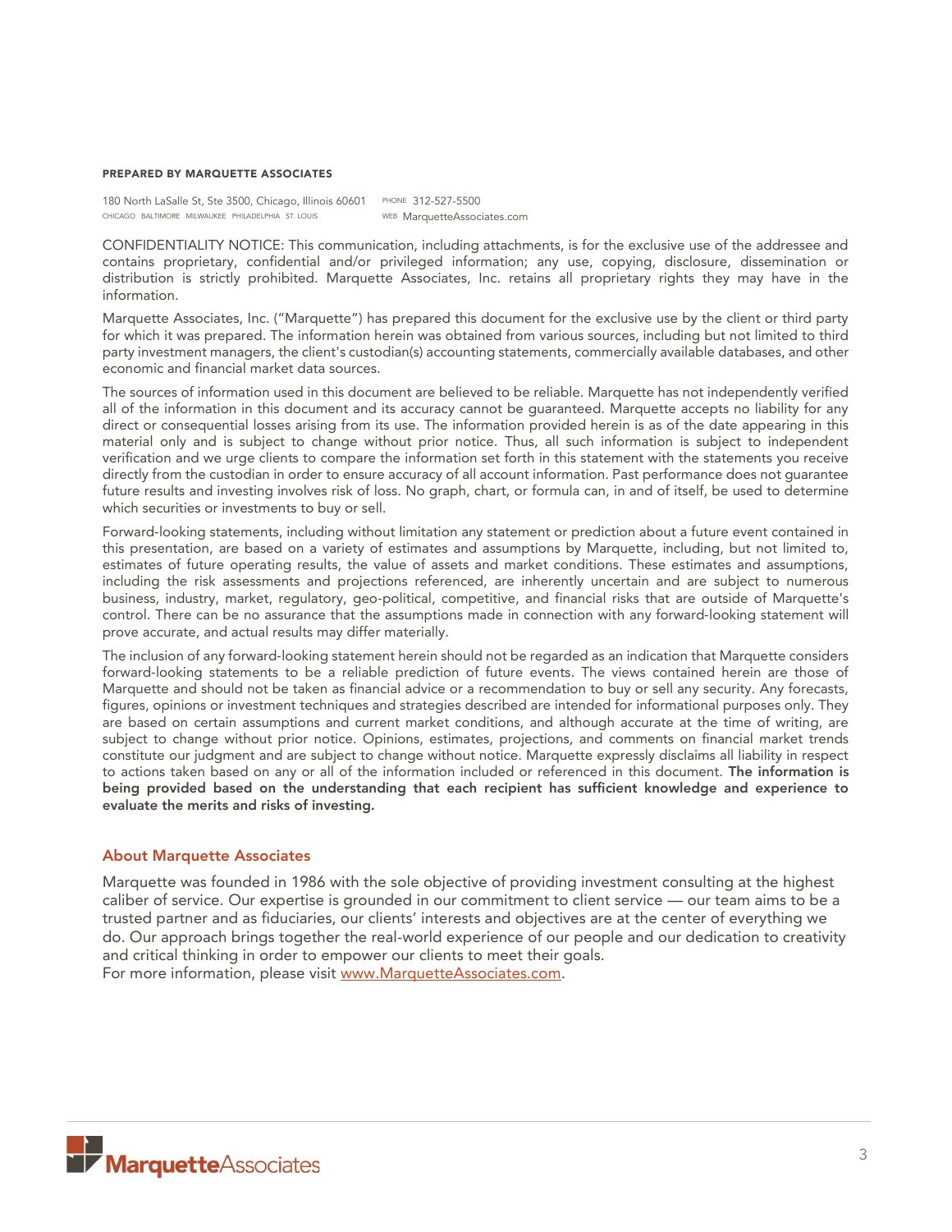**PREPARED BY MARQUETTE ASSOCIATES**

180 North LaSalle St, Ste 3500, Chicago, Illinois 60601
CHICAGO BALTIMORE MILWAUKEE PHILADELPHIA ST. LOUIS

PHONE 312-527-5500
WEB MarquetteAssociates.com

CONFIDENTIALITY NOTICE: This communication, including attachments, is for the exclusive use of the addressee and contains proprietary, confidential and/or privileged information; any use, copying, disclosure, dissemination or distribution is strictly prohibited. Marquette Associates, Inc. retains all proprietary rights they may have in the information.

Marquette Associates, Inc. (“Marquette”) has prepared this document for the exclusive use by the client or third party for which it was prepared. The information herein was obtained from various sources, including but not limited to third party investment managers, the client's custodian(s) accounting statements, commercially available databases, and other economic and financial market data sources.

The sources of information used in this document are believed to be reliable. Marquette has not independently verified all of the information in this document and its accuracy cannot be guaranteed. Marquette accepts no liability for any direct or consequential losses arising from its use. The information provided herein is as of the date appearing in this material only and is subject to change without prior notice. Thus, all such information is subject to independent verification and we urge clients to compare the information set forth in this statement with the statements you receive directly from the custodian in order to ensure accuracy of all account information. Past performance does not guarantee future results and investing involves risk of loss. No graph, chart, or formula can, in and of itself, be used to determine which securities or investments to buy or sell.

Forward-looking statements, including without limitation any statement or prediction about a future event contained in this presentation, are based on a variety of estimates and assumptions by Marquette, including, but not limited to, estimates of future operating results, the value of assets and market conditions. These estimates and assumptions, including the risk assessments and projections referenced, are inherently uncertain and are subject to numerous business, industry, market, regulatory, geo-political, competitive, and financial risks that are outside of Marquette's control. There can be no assurance that the assumptions made in connection with any forward-looking statement will prove accurate, and actual results may differ materially.

The inclusion of any forward-looking statement herein should not be regarded as an indication that Marquette considers forward-looking statements to be a reliable prediction of future events. The views contained herein are those of Marquette and should not be taken as financial advice or a recommendation to buy or sell any security. Any forecasts, figures, opinions or investment techniques and strategies described are intended for informational purposes only. They are based on certain assumptions and current market conditions, and although accurate at the time of writing, are subject to change without prior notice. Opinions, estimates, projections, and comments on financial market trends constitute our judgment and are subject to change without notice. Marquette expressly disclaims all liability in respect to actions taken based on any or all of the information included or referenced in this document. **The information is being provided based on the understanding that each recipient has sufficient knowledge and experience to evaluate the merits and risks of investing.**

## About Marquette Associates

Marquette was founded in 1986 with the sole objective of providing investment consulting at the highest caliber of service. Our expertise is grounded in our commitment to client service — our team aims to be a trusted partner and as fiduciaries, our clients' interests and objectives are at the center of everything we do. Our approach brings together the real-world experience of our people and our dedication to creativity and critical thinking in order to empower our clients to meet their goals.
For more information, please visit www.MarquetteAssociates.com.